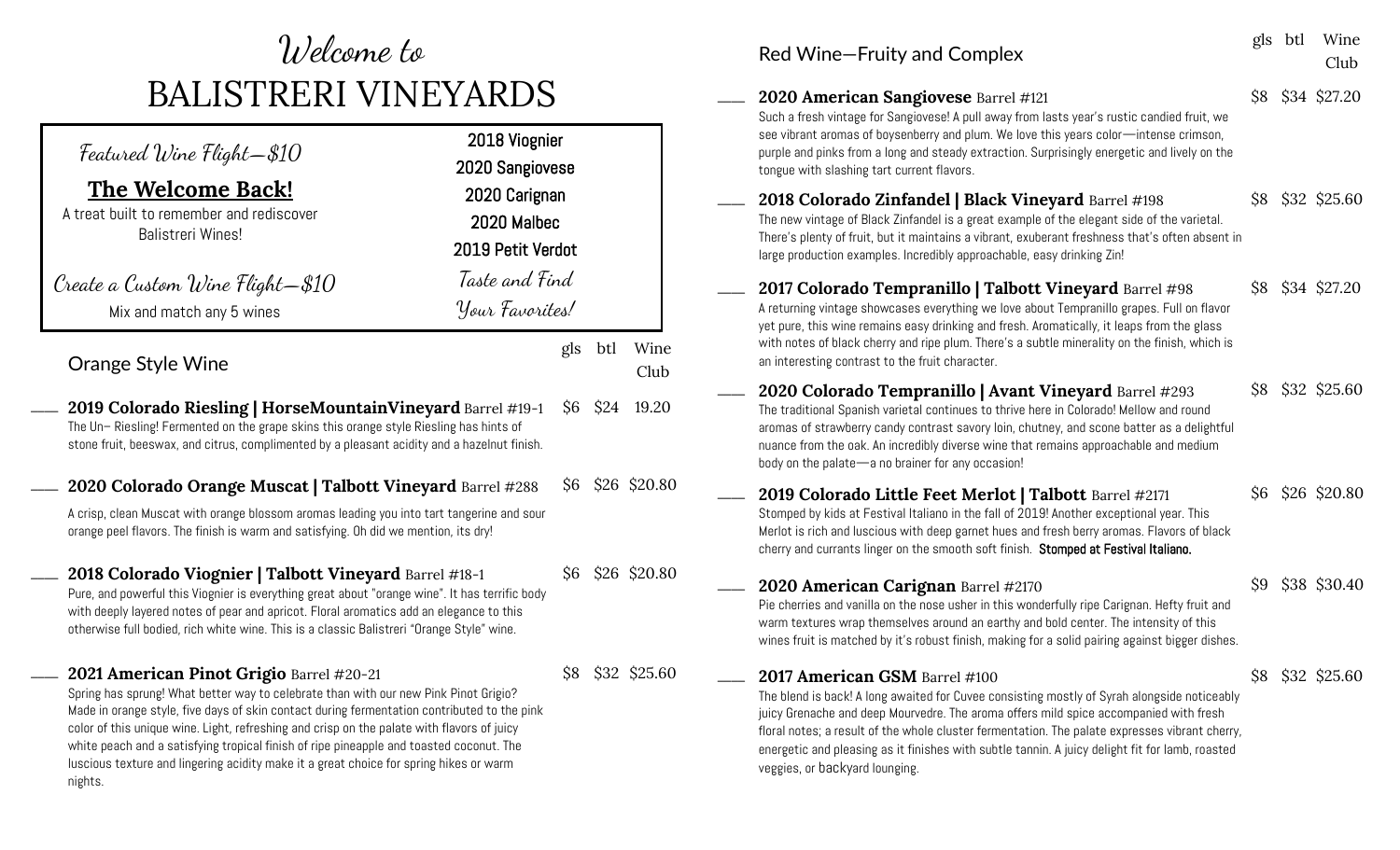# Welcome to BALISTRERI VINEYARDS

**Featured Wine Flight—$10**

**The Welcome Back!**

A treat built to remember and rediscover Balistreri Wines!

- 2018 Viognier
- 2020 Sangiovese
- 2020 Carignan
- 2020 Malbec
- 2019 Petit Verdot

**Create a Custom Wine Flight—$10**

Mix and match any 5 wines

*Taste and Find Your Favorites!*

## Orange Style Wine

| | gls | btl | Wine Club |
|---|---|---|---|
| ____ **2019 Colorado Riesling \| HorseMountainVineyard** Barrel #19-1<br>The Un– Riesling! Fermented on the grape skins this orange style Riesling has hints of stone fruit, beeswax, and citrus, complimented by a pleasant acidity and a hazelnut finish. | $6 | $24 | 19.20 |
| ____ **2020 Colorado Orange Muscat \| Talbott Vineyard** Barrel #288<br>A crisp, clean Muscat with orange blossom aromas leading you into tart tangerine and sour orange peel flavors. The finish is warm and satisfying. Oh did we mention, its dry! | $6 | $26 | $20.80 |
| ____ **2018 Colorado Viognier \| Talbott Vineyard** Barrel #18-1<br>Pure, and powerful this Viognier is everything great about "orange wine". It has terrific body with deeply layered notes of pear and apricot. Floral aromatics add an elegance to this otherwise full bodied, rich white wine. This is a classic Balistreri "Orange Style" wine. | $6 | $26 | $20.80 |
| ____ **2021 American Pinot Grigio** Barrel #20-21<br>Spring has sprung! What better way to celebrate than with our new Pink Pinot Grigio? Made in orange style, five days of skin contact during fermentation contributed to the pink color of this unique wine. Light, refreshing and crisp on the palate with flavors of juicy white peach and a satisfying tropical finish of ripe pineapple and toasted coconut. The luscious texture and lingering acidity make it a great choice for spring hikes or warm nights. | $8 | $32 | $25.60 |

## Red Wine—Fruity and Complex

| | gls | btl | Wine Club |
|---|---|---|---|
| ____ **2020 American Sangiovese** Barrel #121<br>Such a fresh vintage for Sangiovese! A pull away from lasts year's rustic candied fruit, we see vibrant aromas of boysenberry and plum. We love this years color—intense crimson, purple and pinks from a long and steady extraction. Surprisingly energetic and lively on the tongue with slashing tart current flavors. | $8 | $34 | $27.20 |
| ____ **2018 Colorado Zinfandel \| Black Vineyard** Barrel #198<br>The new vintage of Black Zinfandel is a great example of the elegant side of the varietal. There's plenty of fruit, but it maintains a vibrant, exuberant freshness that's often absent in large production examples. Incredibly approachable, easy drinking Zin! | $8 | $32 | $25.60 |
| ____ **2017 Colorado Tempranillo \| Talbott Vineyard** Barrel #98<br>A returning vintage showcases everything we love about Tempranillo grapes. Full on flavor yet pure, this wine remains easy drinking and fresh. Aromatically, it leaps from the glass with notes of black cherry and ripe plum. There's a subtle minerality on the finish, which is an interesting contrast to the fruit character. | $8 | $34 | $27.20 |
| ____ **2020 Colorado Tempranillo \| Avant Vineyard** Barrel #293<br>The traditional Spanish varietal continues to thrive here in Colorado! Mellow and round aromas of strawberry candy contrast savory loin, chutney, and scone batter as a delightful nuance from the oak. An incredibly diverse wine that remains approachable and medium body on the palate—a no brainer for any occasion! | $8 | $32 | $25.60 |
| ____ **2019 Colorado Little Feet Merlot \| Talbott** Barrel #2171<br>Stomped by kids at Festival Italiano in the fall of 2019! Another exceptional year. This Merlot is rich and luscious with deep garnet hues and fresh berry aromas. Flavors of black cherry and currants linger on the smooth soft finish. **Stomped at Festival Italiano.** | $6 | $26 | $20.80 |
| ____ **2020 American Carignan** Barrel #2170<br>Pie cherries and vanilla on the nose usher in this wonderfully ripe Carignan. Hefty fruit and warm textures wrap themselves around an earthy and bold center. The intensity of this wines fruit is matched by it's robust finish, making for a solid pairing against bigger dishes. | $9 | $38 | $30.40 |
| ____ **2017 American GSM** Barrel #100<br>The blend is back! A long awaited for Cuvee consisting mostly of Syrah alongside noticeably juicy Grenache and deep Mourvedre. The aroma offers mild spice accompanied with fresh floral notes; a result of the whole cluster fermentation. The palate expresses vibrant cherry, energetic and pleasing as it finishes with subtle tannin. A juicy delight fit for lamb, roasted veggies, or backyard lounging. | $8 | $32 | $25.60 |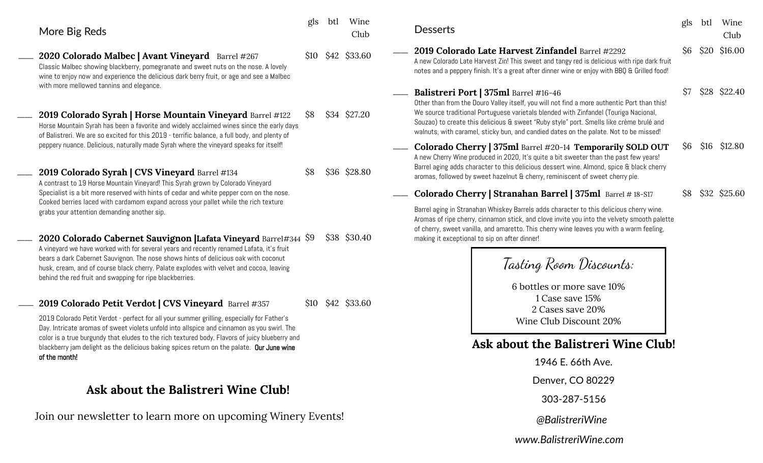## More Big Reds

| | gls | btl | Wine Club |
|---|---|---|---|
| **2020 Colorado Malbec \| Avant Vineyard** Barrel #267 | $10 | $42 | $33.60 |
| **2019 Colorado Syrah \| Horse Mountain Vineyard** Barrel #122 | $8 | $34 | $27.20 |
| **2019 Colorado Syrah \| CVS Vineyard** Barrel #134 | $8 | $36 | $28.80 |
| **2020 Colorado Cabernet Sauvignon \|Lafata Vineyard** Barrel#344 | $9 | $38 | $30.40 |
| **2019 Colorado Petit Verdot \| CVS Vineyard** Barrel #357 | $10 | $42 | $33.60 |

**2020 Colorado Malbec | Avant Vineyard** Barrel #267
Classic Malbec showing blackberry, pomegranate and sweet nuts on the nose. A lovely wine to enjoy now and experience the delicious dark berry fruit, or age and see a Malbec with more mellowed tannins and elegance.

**2019 Colorado Syrah | Horse Mountain Vineyard** Barrel #122
Horse Mountain Syrah has been a favorite and widely acclaimed wines since the early days of Balistreri. We are so excited for this 2019 - terrific balance, a full body, and plenty of peppery nuance. Delicious, naturally made Syrah where the vineyard speaks for itself!

**2019 Colorado Syrah | CVS Vineyard** Barrel #134
A contrast to 19 Horse Mountain Vineyard! This Syrah grown by Colorado Vineyard Specialist is a bit more reserved with hints of cedar and white pepper corn on the nose. Cooked berries laced with cardamom expand across your pallet while the rich texture grabs your attention demanding another sip.

**2020 Colorado Cabernet Sauvignon |Lafata Vineyard** Barrel#344
A vineyard we have worked with for several years and recently renamed Lafata, it's fruit bears a dark Cabernet Sauvignon. The nose shows hints of delicious oak with coconut husk, cream, and of course black cherry. Palate explodes with velvet and cocoa, leaving behind the red fruit and swapping for ripe blackberries.

**2019 Colorado Petit Verdot | CVS Vineyard** Barrel #357
2019 Colorado Petit Verdot - perfect for all your summer grilling, especially for Father's Day. Intricate aromas of sweet violets unfold into allspice and cinnamon as you swirl. The color is a true burgundy that eludes to the rich textured body. Flavors of juicy blueberry and blackberry jam delight as the delicious baking spices return on the palate. **Our June wine of the month!**

### Ask about the Balistreri Wine Club!

Join our newsletter to learn more on upcoming Winery Events!

## Desserts

| | gls | btl | Wine Club |
|---|---|---|---|
| **2019 Colorado Late Harvest Zinfandel** Barrel #2292 | $6 | $20 | $16.00 |
| **Balistreri Port \| 375ml** Barrel #16-46 | $7 | $28 | $22.40 |
| **Colorado Cherry \| 375ml** Barrel #20-14 **Temporarily SOLD OUT** | $6 | $16 | $12.80 |
| **Colorado Cherry \| Stranahan Barrel \| 375ml** Barrel # 18-S17 | $8 | $32 | $25.60 |

**2019 Colorado Late Harvest Zinfandel** Barrel #2292
A new Colorado Late Harvest Zin! This sweet and tangy red is delicious with ripe dark fruit notes and a peppery finish. It's a great after dinner wine or enjoy with BBQ & Grilled food!

**Balistreri Port | 375ml** Barrel #16-46
Other than from the Douro Valley itself, you will not find a more authentic Port than this! We source traditional Portuguese varietals blended with Zinfandel (Touriga Nacional, Souzao) to create this delicious & sweet "Ruby style" port. Smells like crème brulé and walnuts, with caramel, sticky bun, and candied dates on the palate. Not to be missed!

**Colorado Cherry | 375ml** Barrel #20-14 **Temporarily SOLD OUT**
A new Cherry Wine produced in 2020, It's quite a bit sweeter than the past few years! Barrel aging adds character to this delicious dessert wine. Almond, spice & black cherry aromas, followed by sweet hazelnut & cherry, reminiscent of sweet cherry pie.

**Colorado Cherry | Stranahan Barrel | 375ml** Barrel # 18-S17
Barrel aging in Stranahan Whiskey Barrels adds character to this delicious cherry wine. Aromas of ripe cherry, cinnamon stick, and clove invite you into the velvety smooth palette of cherry, sweet vanilla, and amaretto. This cherry wine leaves you with a warm feeling, making it exceptional to sip on after dinner!

### Tasting Room Discounts:

6 bottles or more save 10%
1 Case save 15%
2 Cases save 20%
Wine Club Discount 20%

### Ask about the Balistreri Wine Club!

1946 E. 66th Ave.

Denver, CO 80229

303-287-5156

*@BalistreriWine*

*www.BalistreriWine.com*